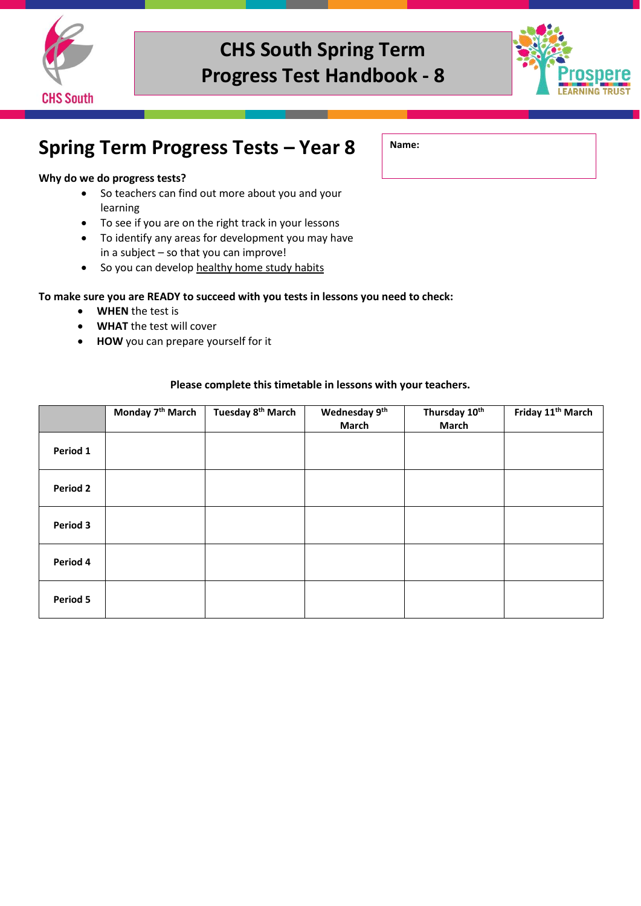# CHS South Spring Term Progress Test Handbook - 8

## Spring Term Progress Tests – Year 8

**Name:**

**Why do we do progress tests?**

- So teachers can find out more about you and your learning
- To see if you are on the right track in your lessons
- To identify any areas for development you may have in a subject – so that you can improve!
- So you can develop healthy home study habits

**To make sure you are READY to succeed with you tests in lessons you need to check:**

- **WHEN** the test is
- **WHAT** the test will cover
- **HOW** you can prepare yourself for it

**Please complete this timetable in lessons with your teachers.**

| | Monday 7th March | Tuesday 8th March | Wednesday 9th March | Thursday 10th March | Friday 11th March |
|---|---|---|---|---|---|
| **Period 1** | | | | | |
| **Period 2** | | | | | |
| **Period 3** | | | | | |
| **Period 4** | | | | | |
| **Period 5** | | | | | |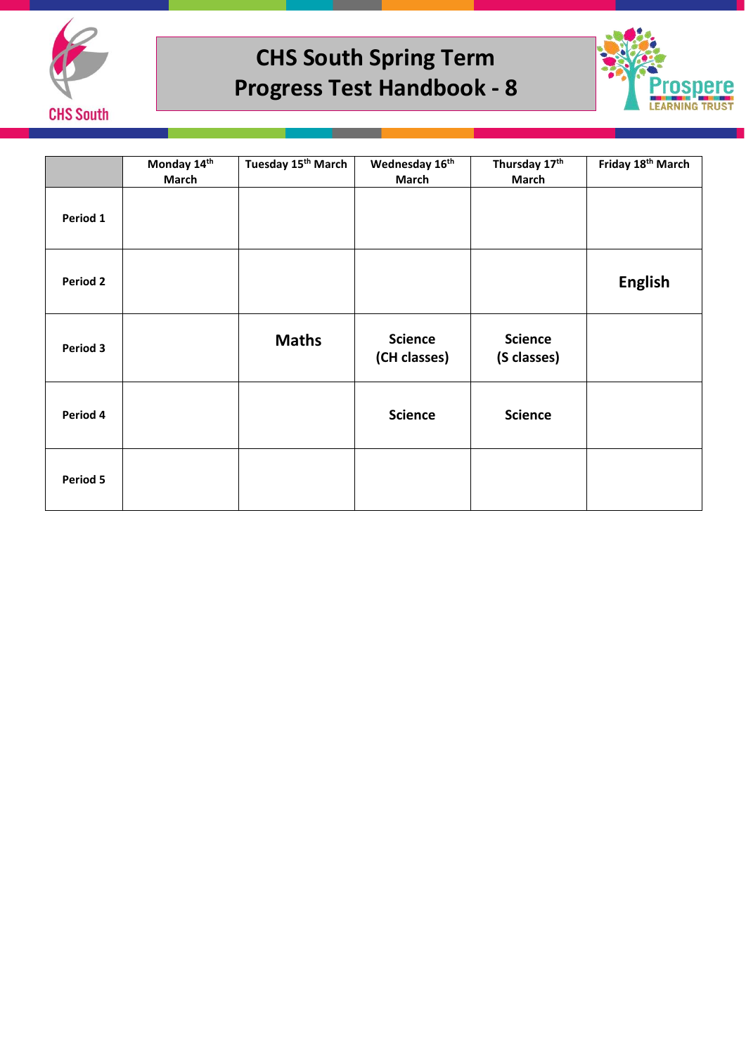# CHS South Spring Term Progress Test Handbook - 8

|  | Monday 14th March | Tuesday 15th March | Wednesday 16th March | Thursday 17th March | Friday 18th March |
|---|---|---|---|---|---|
| Period 1 |  |  |  |  |  |
| Period 2 |  |  |  |  | English |
| Period 3 |  | Maths | Science (CH classes) | Science (S classes) |  |
| Period 4 |  |  | Science | Science |  |
| Period 5 |  |  |  |  |  |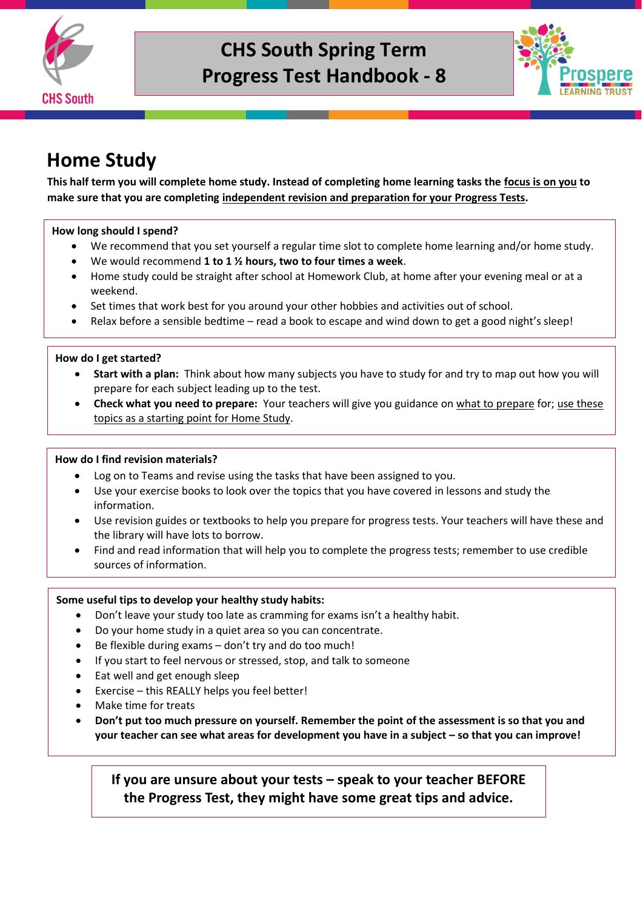## Home Study

**This half term you will complete home study. Instead of completing home learning tasks the focus is on you to make sure that you are completing independent revision and preparation for your Progress Tests.**

**How long should I spend?**

- We recommend that you set yourself a regular time slot to complete home learning and/or home study.
- We would recommend **1 to 1 ½ hours, two to four times a week**.
- Home study could be straight after school at Homework Club, at home after your evening meal or at a weekend.
- Set times that work best for you around your other hobbies and activities out of school.
- Relax before a sensible bedtime – read a book to escape and wind down to get a good night's sleep!

**How do I get started?**

- **Start with a plan:** Think about how many subjects you have to study for and try to map out how you will prepare for each subject leading up to the test.
- **Check what you need to prepare:** Your teachers will give you guidance on what to prepare for; use these topics as a starting point for Home Study.

**How do I find revision materials?**

- Log on to Teams and revise using the tasks that have been assigned to you.
- Use your exercise books to look over the topics that you have covered in lessons and study the information.
- Use revision guides or textbooks to help you prepare for progress tests. Your teachers will have these and the library will have lots to borrow.
- Find and read information that will help you to complete the progress tests; remember to use credible sources of information.

**Some useful tips to develop your healthy study habits:**

- Don't leave your study too late as cramming for exams isn't a healthy habit.
- Do your home study in a quiet area so you can concentrate.
- Be flexible during exams – don't try and do too much!
- If you start to feel nervous or stressed, stop, and talk to someone
- Eat well and get enough sleep
- Exercise – this REALLY helps you feel better!
- Make time for treats
- **Don't put too much pressure on yourself. Remember the point of the assessment is so that you and your teacher can see what areas for development you have in a subject – so that you can improve!**

**If you are unsure about your tests – speak to your teacher BEFORE the Progress Test, they might have some great tips and advice.**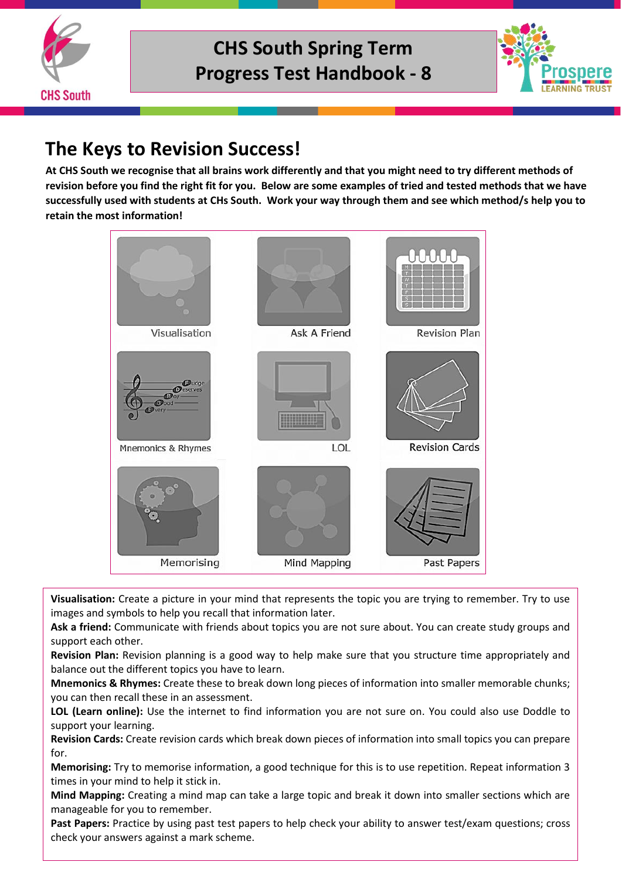# CHS South Spring Term Progress Test Handbook - 8

## The Keys to Revision Success!

**At CHS South we recognise that all brains work differently and that you might need to try different methods of revision before you find the right fit for you. Below are some examples of tried and tested methods that we have successfully used with students at CHs South. Work your way through them and see which method/s help you to retain the most information!**

| Visualisation | Ask A Friend | Revision Plan |
|---|---|---|
| Mnemonics & Rhymes | LOL | Revision Cards |
| Memorising | Mind Mapping | Past Papers |

**Visualisation:** Create a picture in your mind that represents the topic you are trying to remember. Try to use images and symbols to help you recall that information later.
**Ask a friend:** Communicate with friends about topics you are not sure about. You can create study groups and support each other.
**Revision Plan:** Revision planning is a good way to help make sure that you structure time appropriately and balance out the different topics you have to learn.
**Mnemonics & Rhymes:** Create these to break down long pieces of information into smaller memorable chunks; you can then recall these in an assessment.
**LOL (Learn online):** Use the internet to find information you are not sure on. You could also use Doddle to support your learning.
**Revision Cards:** Create revision cards which break down pieces of information into small topics you can prepare for.
**Memorising:** Try to memorise information, a good technique for this is to use repetition. Repeat information 3 times in your mind to help it stick in.
**Mind Mapping:** Creating a mind map can take a large topic and break it down into smaller sections which are manageable for you to remember.
**Past Papers:** Practice by using past test papers to help check your ability to answer test/exam questions; cross check your answers against a mark scheme.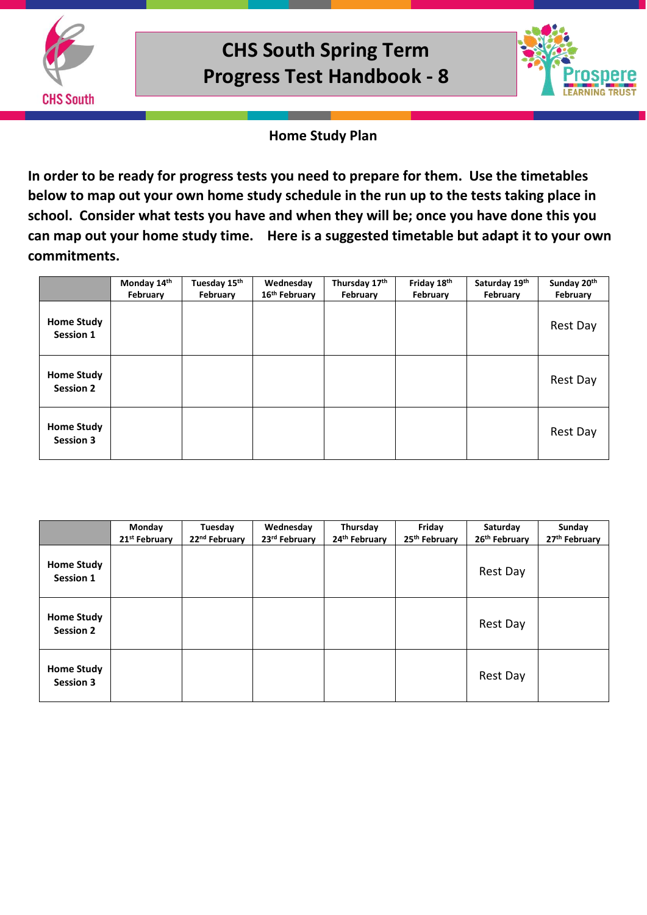# CHS South Spring Term Progress Test Handbook - 8

## Home Study Plan

**In order to be ready for progress tests you need to prepare for them. Use the timetables below to map out your own home study schedule in the run up to the tests taking place in school. Consider what tests you have and when they will be; once you have done this you can map out your home study time. Here is a suggested timetable but adapt it to your own commitments.**

| | Monday 14th February | Tuesday 15th February | Wednesday 16th February | Thursday 17th February | Friday 18th February | Saturday 19th February | Sunday 20th February |
|---|---|---|---|---|---|---|---|
| **Home Study Session 1** | | | | | | | Rest Day |
| **Home Study Session 2** | | | | | | | Rest Day |
| **Home Study Session 3** | | | | | | | Rest Day |

| | Monday 21st February | Tuesday 22nd February | Wednesday 23rd February | Thursday 24th February | Friday 25th February | Saturday 26th February | Sunday 27th February |
|---|---|---|---|---|---|---|---|
| **Home Study Session 1** | | | | | | Rest Day | |
| **Home Study Session 2** | | | | | | Rest Day | |
| **Home Study Session 3** | | | | | | Rest Day | |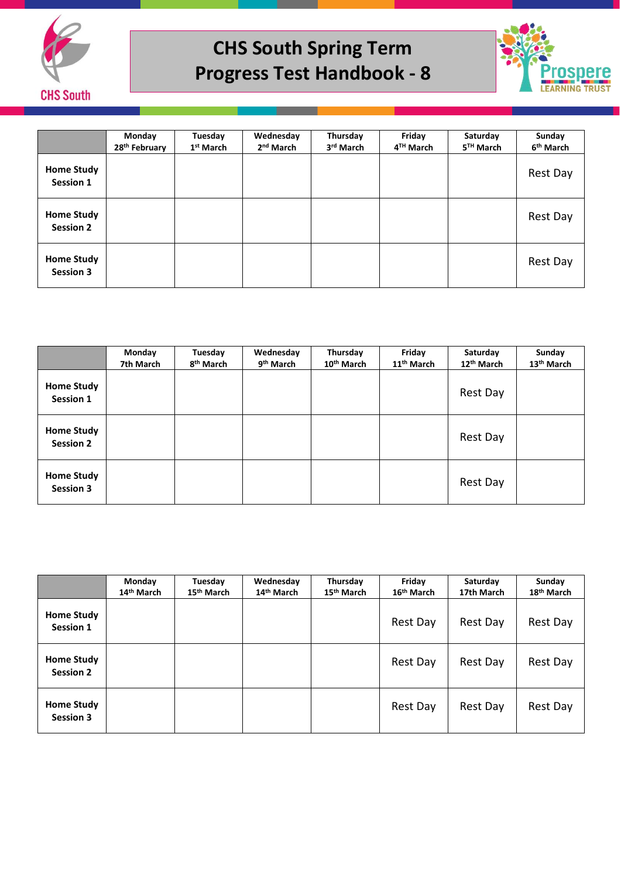# CHS South Spring Term Progress Test Handbook - 8

CHS South

Prospere LEARNING TRUST

| | Monday 28th February | Tuesday 1st March | Wednesday 2nd March | Thursday 3rd March | Friday 4TH March | Saturday 5TH March | Sunday 6th March |
|---|---|---|---|---|---|---|---|
| **Home Study Session 1** | | | | | | | Rest Day |
| **Home Study Session 2** | | | | | | | Rest Day |
| **Home Study Session 3** | | | | | | | Rest Day |

| | Monday 7th March | Tuesday 8th March | Wednesday 9th March | Thursday 10th March | Friday 11th March | Saturday 12th March | Sunday 13th March |
|---|---|---|---|---|---|---|---|
| **Home Study Session 1** | | | | | | Rest Day | |
| **Home Study Session 2** | | | | | | Rest Day | |
| **Home Study Session 3** | | | | | | Rest Day | |

| | Monday 14th March | Tuesday 15th March | Wednesday 14th March | Thursday 15th March | Friday 16th March | Saturday 17th March | Sunday 18th March |
|---|---|---|---|---|---|---|---|
| **Home Study Session 1** | | | | | Rest Day | Rest Day | Rest Day |
| **Home Study Session 2** | | | | | Rest Day | Rest Day | Rest Day |
| **Home Study Session 3** | | | | | Rest Day | Rest Day | Rest Day |